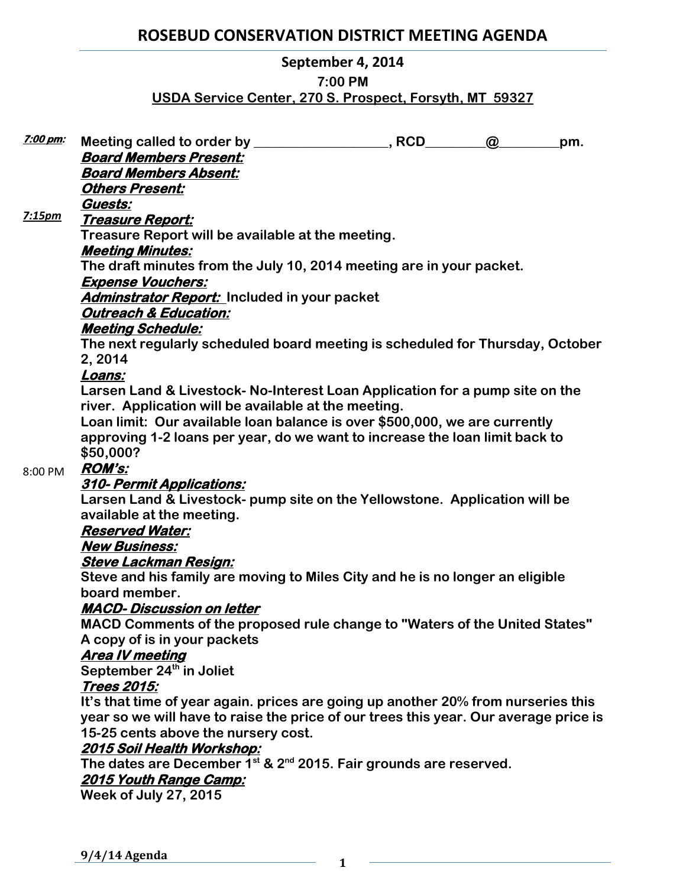# ROSEBUD CONSERVATION DISTRICT MEETING AGENDA

**September 4, 2014**

**7:00 PM**

**USDA Service Center, 270 S. Prospect, Forsyth, MT 59327**

***7:00 pm:*** **Meeting called to order by ___________________, RCD________@________pm.**

***Board Members Present:***

***Board Members Absent:***

***Others Present:***

***Guests:***

***7:15pm*** ***Treasure Report:***

**Treasure Report will be available at the meeting.**

***Meeting Minutes:***

**The draft minutes from the July 10, 2014 meeting are in your packet.**

***Expense Vouchers:***

***Adminstrator Report:*** **Included in your packet**

***Outreach & Education:***

***Meeting Schedule:***

**The next regularly scheduled board meeting is scheduled for Thursday, October 2, 2014**

***Loans:***

**Larsen Land & Livestock- No-Interest Loan Application for a pump site on the river. Application will be available at the meeting.**

**Loan limit: Our available loan balance is over $500,000, we are currently approving 1-2 loans per year, do we want to increase the loan limit back to $50,000?**

8:00 PM ***ROM's:***

***310- Permit Applications:***

**Larsen Land & Livestock- pump site on the Yellowstone. Application will be available at the meeting.**

***Reserved Water:***

***New Business:***

***Steve Lackman Resign:***

**Steve and his family are moving to Miles City and he is no longer an eligible board member.**

***MACD- Discussion on letter***

**MACD Comments of the proposed rule change to "Waters of the United States" A copy of is in your packets**

***Area IV meeting***

**September 24th in Joliet**

***Trees 2015:***

**It's that time of year again. prices are going up another 20% from nurseries this year so we will have to raise the price of our trees this year. Our average price is 15-25 cents above the nursery cost.**

***2015 Soil Health Workshop:***

**The dates are December 1st & 2nd 2015. Fair grounds are reserved.**

***2015 Youth Range Camp:***

**Week of July 27, 2015**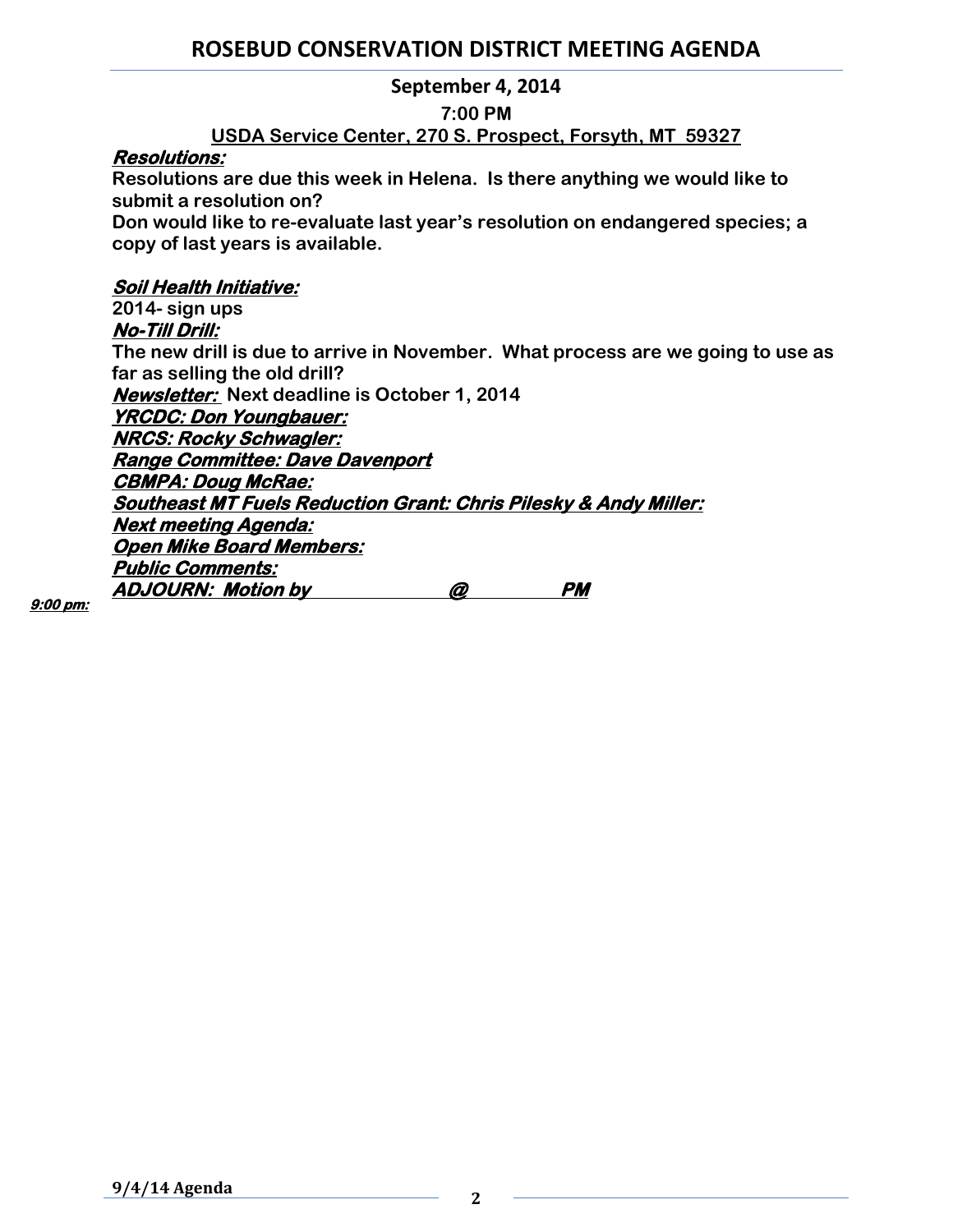# ROSEBUD CONSERVATION DISTRICT MEETING AGENDA

**September 4, 2014**

**7:00 PM**

**USDA Service Center, 270 S. Prospect, Forsyth, MT 59327**

***Resolutions:***

**Resolutions are due this week in Helena. Is there anything we would like to submit a resolution on?**

**Don would like to re-evaluate last year's resolution on endangered species; a copy of last years is available.**

***Soil Health Initiative:***

**2014- sign ups**

***No-Till Drill:***

**The new drill is due to arrive in November. What process are we going to use as far as selling the old drill?**

***Newsletter:*** **Next deadline is October 1, 2014**

***YRCDC: Don Youngbauer:***

***NRCS: Rocky Schwagler:***

***Range Committee: Dave Davenport***

***CBMPA: Doug McRae:***

***Southeast MT Fuels Reduction Grant: Chris Pilesky & Andy Miller:***

***Next meeting Agenda:***

***Open Mike Board Members:***

***Public Comments:***

***9:00 pm:*** ***ADJOURN: Motion by _______________ @ __________ PM***